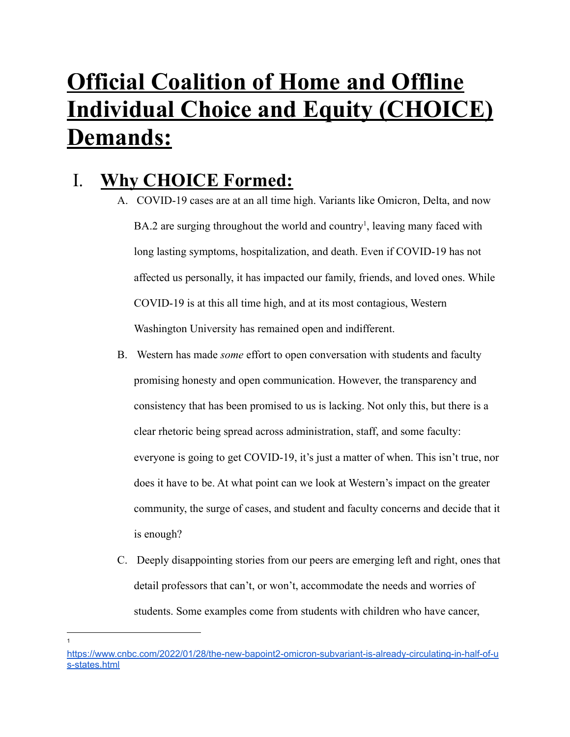# Official Coalition of Home and Offline Individual Choice and Equity (CHOICE) Demands:

## I. Why CHOICE Formed:

A. COVID-19 cases are at an all time high. Variants like Omicron, Delta, and now BA.2 are surging throughout the world and country[1], leaving many faced with long lasting symptoms, hospitalization, and death. Even if COVID-19 has not affected us personally, it has impacted our family, friends, and loved ones. While COVID-19 is at this all time high, and at its most contagious, Western Washington University has remained open and indifferent.

B. Western has made *some* effort to open conversation with students and faculty promising honesty and open communication. However, the transparency and consistency that has been promised to us is lacking. Not only this, but there is a clear rhetoric being spread across administration, staff, and some faculty: everyone is going to get COVID-19, it's just a matter of when. This isn't true, nor does it have to be. At what point can we look at Western's impact on the greater community, the surge of cases, and student and faculty concerns and decide that it is enough?

C. Deeply disappointing stories from our peers are emerging left and right, ones that detail professors that can't, or won't, accommodate the needs and worries of students. Some examples come from students with children who have cancer,

---

[1] https://www.cnbc.com/2022/01/28/the-new-bapoint2-omicron-subvariant-is-already-circulating-in-half-of-us-states.html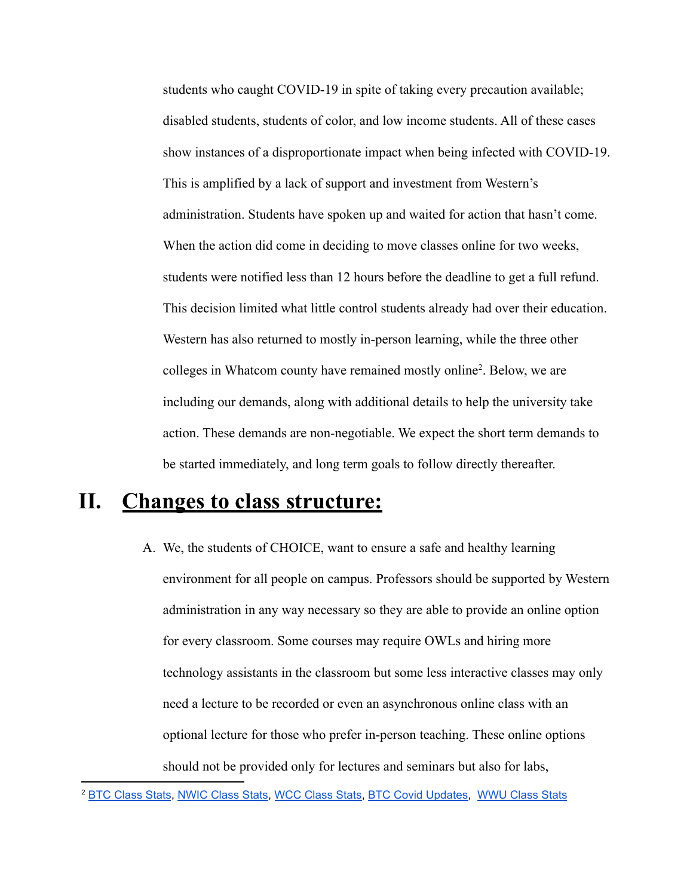students who caught COVID-19 in spite of taking every precaution available; disabled students, students of color, and low income students. All of these cases show instances of a disproportionate impact when being infected with COVID-19. This is amplified by a lack of support and investment from Western's administration. Students have spoken up and waited for action that hasn't come. When the action did come in deciding to move classes online for two weeks, students were notified less than 12 hours before the deadline to get a full refund. This decision limited what little control students already had over their education. Western has also returned to mostly in-person learning, while the three other colleges in Whatcom county have remained mostly online[2]. Below, we are including our demands, along with additional details to help the university take action. These demands are non-negotiable. We expect the short term demands to be started immediately, and long term goals to follow directly thereafter.

## II. Changes to class structure:

A. We, the students of CHOICE, want to ensure a safe and healthy learning environment for all people on campus. Professors should be supported by Western administration in any way necessary so they are able to provide an online option for every classroom. Some courses may require OWLs and hiring more technology assistants in the classroom but some less interactive classes may only need a lecture to be recorded or even an asynchronous online class with an optional lecture for those who prefer in-person teaching. These online options should not be provided only for lectures and seminars but also for labs,

[2] BTC Class Stats, NWIC Class Stats, WCC Class Stats, BTC Covid Updates, WWU Class Stats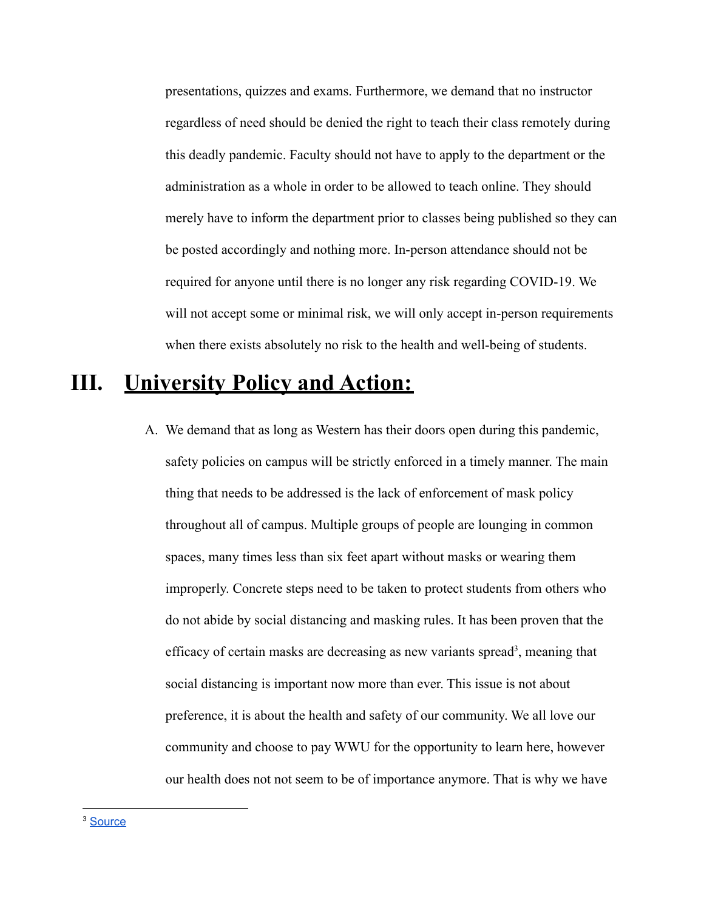presentations, quizzes and exams. Furthermore, we demand that no instructor regardless of need should be denied the right to teach their class remotely during this deadly pandemic. Faculty should not have to apply to the department or the administration as a whole in order to be allowed to teach online. They should merely have to inform the department prior to classes being published so they can be posted accordingly and nothing more. In-person attendance should not be required for anyone until there is no longer any risk regarding COVID-19. We will not accept some or minimal risk, we will only accept in-person requirements when there exists absolutely no risk to the health and well-being of students.

# III. <u>University Policy and Action:</u>

A. We demand that as long as Western has their doors open during this pandemic, safety policies on campus will be strictly enforced in a timely manner. The main thing that needs to be addressed is the lack of enforcement of mask policy throughout all of campus. Multiple groups of people are lounging in common spaces, many times less than six feet apart without masks or wearing them improperly. Concrete steps need to be taken to protect students from others who do not abide by social distancing and masking rules. It has been proven that the efficacy of certain masks are decreasing as new variants spread[3], meaning that social distancing is important now more than ever. This issue is not about preference, it is about the health and safety of our community. We all love our community and choose to pay WWU for the opportunity to learn here, however our health does not not seem to be of importance anymore. That is why we have

[3] Source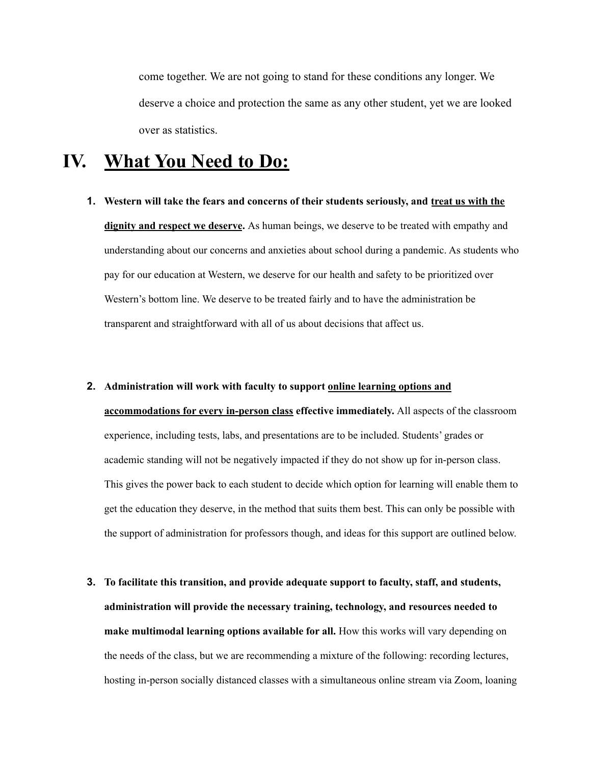come together. We are not going to stand for these conditions any longer. We deserve a choice and protection the same as any other student, yet we are looked over as statistics.

# IV. <u>What You Need to Do:</u>

1. **Western will take the fears and concerns of their students seriously, and <u>treat us with the dignity and respect we deserve</u>.** As human beings, we deserve to be treated with empathy and understanding about our concerns and anxieties about school during a pandemic. As students who pay for our education at Western, we deserve for our health and safety to be prioritized over Western's bottom line. We deserve to be treated fairly and to have the administration be transparent and straightforward with all of us about decisions that affect us.

2. **Administration will work with faculty to support <u>online learning options and accommodations for every in-person class</u> effective immediately.** All aspects of the classroom experience, including tests, labs, and presentations are to be included. Students' grades or academic standing will not be negatively impacted if they do not show up for in-person class. This gives the power back to each student to decide which option for learning will enable them to get the education they deserve, in the method that suits them best. This can only be possible with the support of administration for professors though, and ideas for this support are outlined below.

3. **To facilitate this transition, and provide adequate support to faculty, staff, and students, administration will provide the necessary training, technology, and resources needed to make multimodal learning options available for all.** How this works will vary depending on the needs of the class, but we are recommending a mixture of the following: recording lectures, hosting in-person socially distanced classes with a simultaneous online stream via Zoom, loaning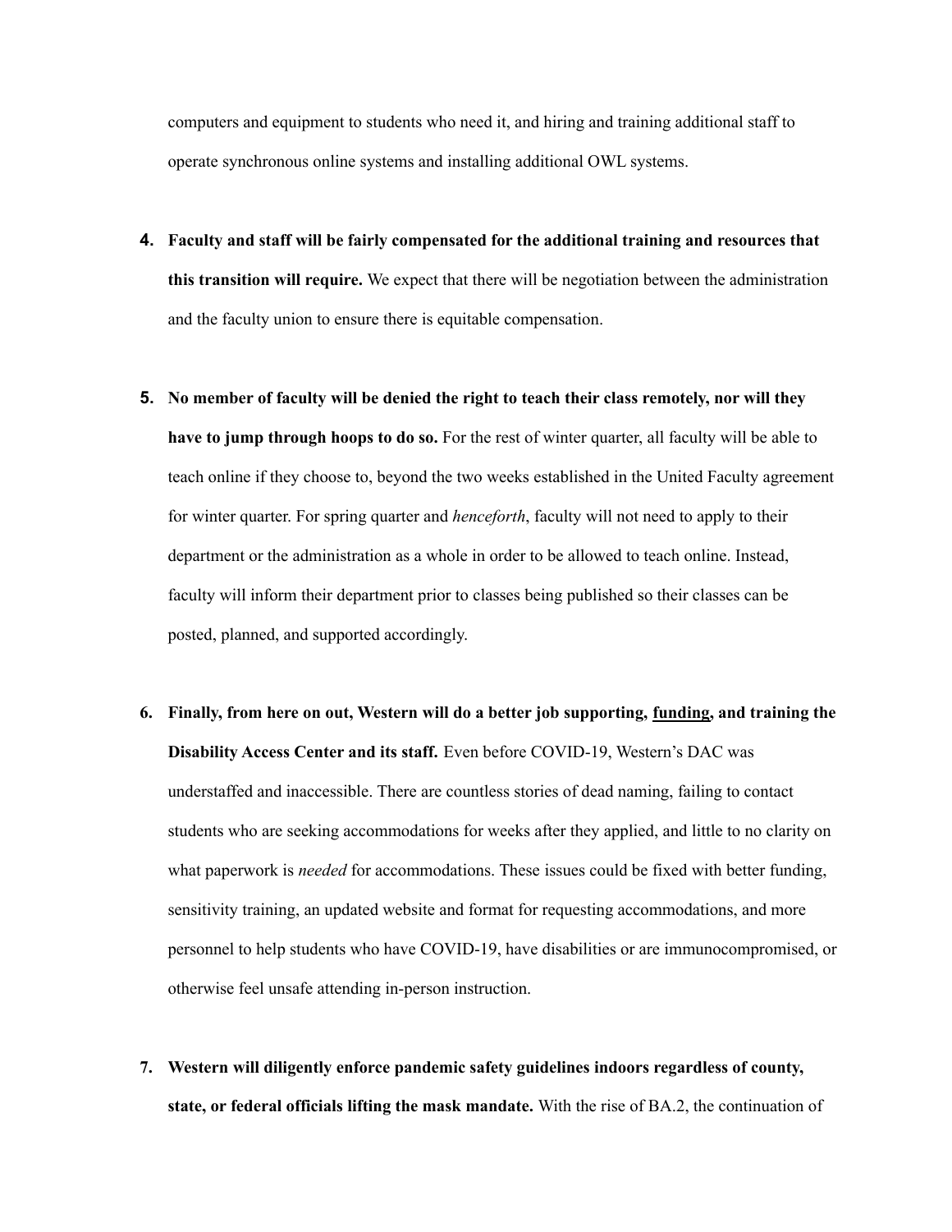computers and equipment to students who need it, and hiring and training additional staff to operate synchronous online systems and installing additional OWL systems.

4. **Faculty and staff will be fairly compensated for the additional training and resources that this transition will require.** We expect that there will be negotiation between the administration and the faculty union to ensure there is equitable compensation.

5. **No member of faculty will be denied the right to teach their class remotely, nor will they have to jump through hoops to do so.** For the rest of winter quarter, all faculty will be able to teach online if they choose to, beyond the two weeks established in the United Faculty agreement for winter quarter. For spring quarter and *henceforth*, faculty will not need to apply to their department or the administration as a whole in order to be allowed to teach online. Instead, faculty will inform their department prior to classes being published so their classes can be posted, planned, and supported accordingly.

6. **Finally, from here on out, Western will do a better job supporting, <u>funding</u>, and training the Disability Access Center and its staff.** Even before COVID-19, Western's DAC was understaffed and inaccessible. There are countless stories of dead naming, failing to contact students who are seeking accommodations for weeks after they applied, and little to no clarity on what paperwork is *needed* for accommodations. These issues could be fixed with better funding, sensitivity training, an updated website and format for requesting accommodations, and more personnel to help students who have COVID-19, have disabilities or are immunocompromised, or otherwise feel unsafe attending in-person instruction.

7. **Western will diligently enforce pandemic safety guidelines indoors regardless of county, state, or federal officials lifting the mask mandate.** With the rise of BA.2, the continuation of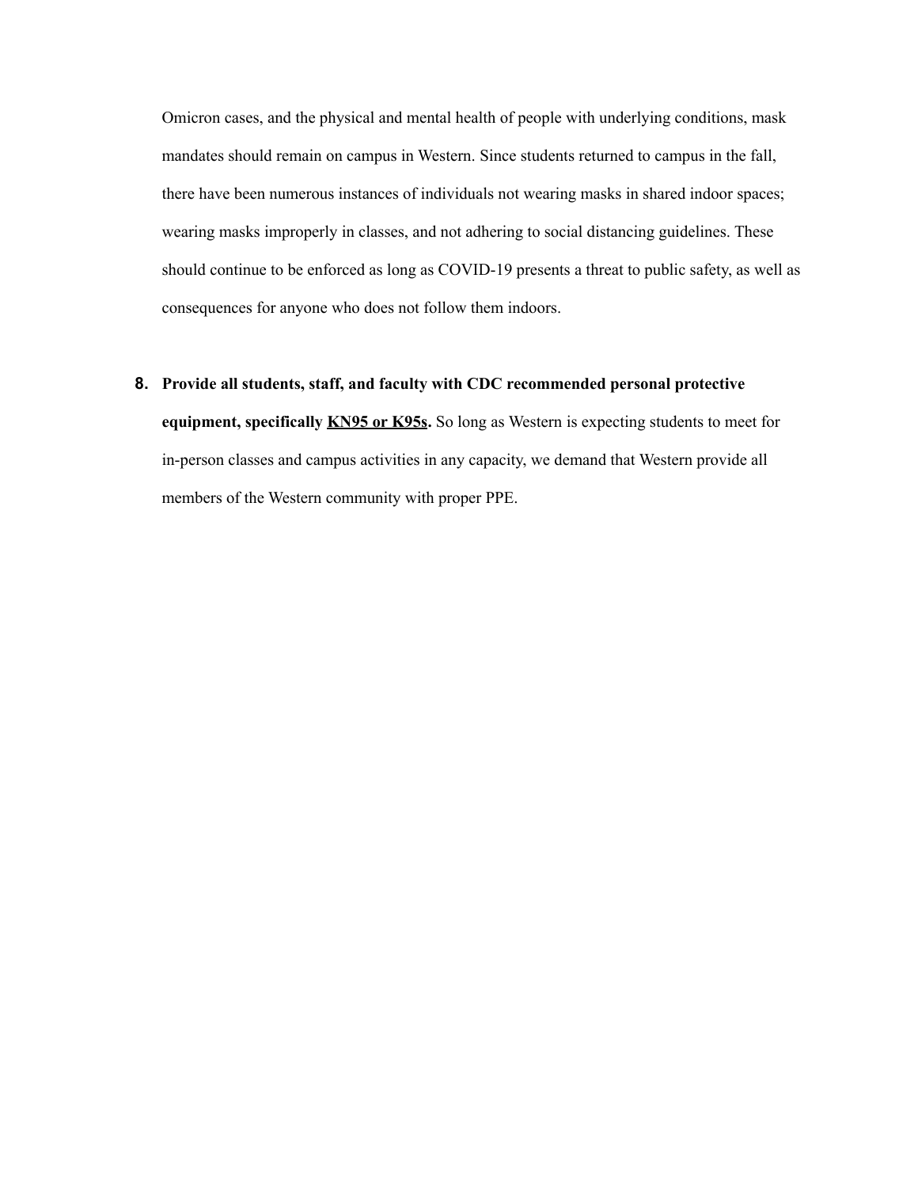Omicron cases, and the physical and mental health of people with underlying conditions, mask mandates should remain on campus in Western. Since students returned to campus in the fall, there have been numerous instances of individuals not wearing masks in shared indoor spaces; wearing masks improperly in classes, and not adhering to social distancing guidelines. These should continue to be enforced as long as COVID-19 presents a threat to public safety, as well as consequences for anyone who does not follow them indoors.

8. **Provide all students, staff, and faculty with CDC recommended personal protective equipment, specifically <u>KN95 or K95s</u>.** So long as Western is expecting students to meet for in-person classes and campus activities in any capacity, we demand that Western provide all members of the Western community with proper PPE.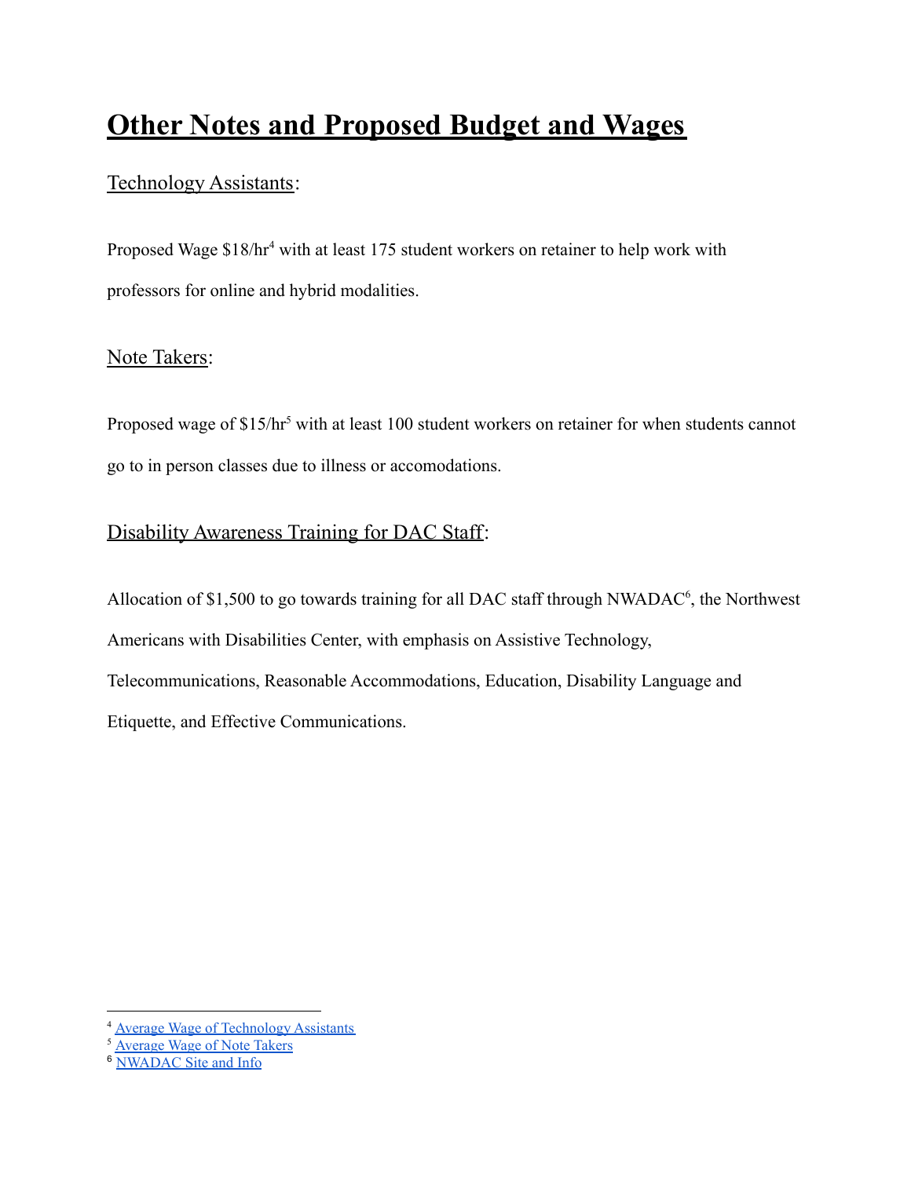# Other Notes and Proposed Budget and Wages

## Technology Assistants:

Proposed Wage $18/hr[4] with at least 175 student workers on retainer to help work with professors for online and hybrid modalities.

## Note Takers:

Proposed wage of $15/hr[5] with at least 100 student workers on retainer for when students cannot go to in person classes due to illness or accomodations.

## Disability Awareness Training for DAC Staff:

Allocation of $1,500 to go towards training for all DAC staff through NWADAC[6], the Northwest Americans with Disabilities Center, with emphasis on Assistive Technology, Telecommunications, Reasonable Accommodations, Education, Disability Language and Etiquette, and Effective Communications.

---

[4] Average Wage of Technology Assistants

[5] Average Wage of Note Takers

[6] NWADAC Site and Info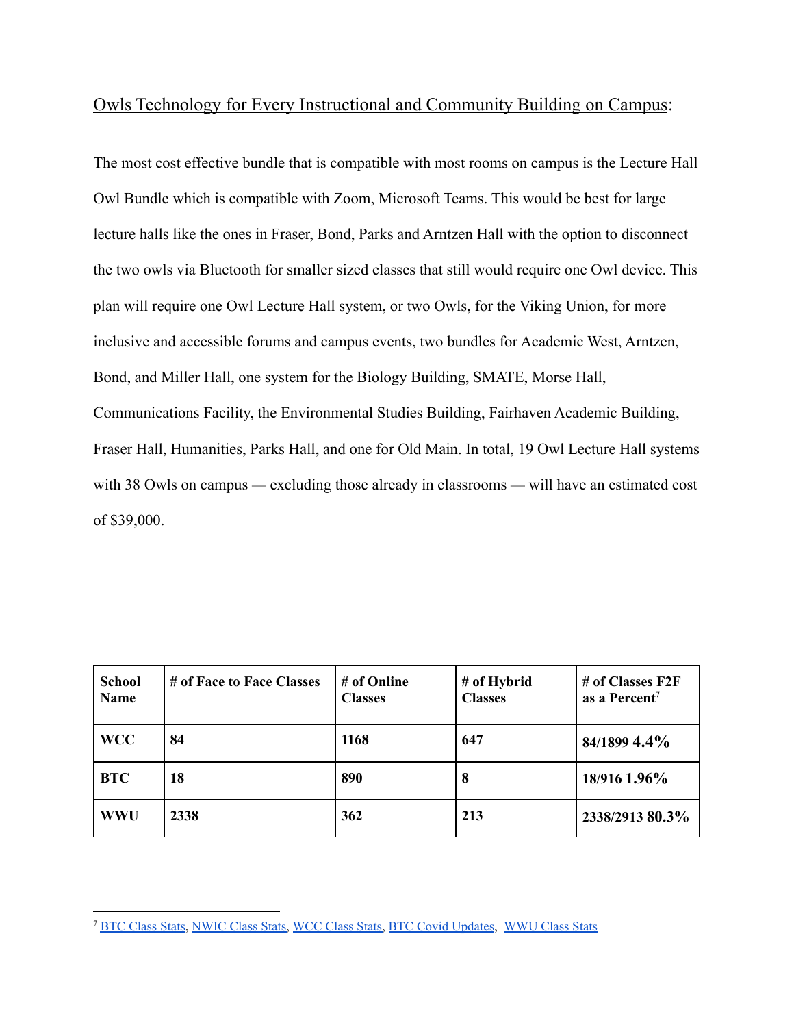Owls Technology for Every Instructional and Community Building on Campus:

The most cost effective bundle that is compatible with most rooms on campus is the Lecture Hall Owl Bundle which is compatible with Zoom, Microsoft Teams. This would be best for large lecture halls like the ones in Fraser, Bond, Parks and Arntzen Hall with the option to disconnect the two owls via Bluetooth for smaller sized classes that still would require one Owl device. This plan will require one Owl Lecture Hall system, or two Owls, for the Viking Union, for more inclusive and accessible forums and campus events, two bundles for Academic West, Arntzen, Bond, and Miller Hall, one system for the Biology Building, SMATE, Morse Hall, Communications Facility, the Environmental Studies Building, Fairhaven Academic Building, Fraser Hall, Humanities, Parks Hall, and one for Old Main. In total, 19 Owl Lecture Hall systems with 38 Owls on campus — excluding those already in classrooms — will have an estimated cost of $39,000.

| School Name | # of Face to Face Classes | # of Online Classes | # of Hybrid Classes | # of Classes F2F as a Percent[7] |
|---|---|---|---|---|
| **WCC** | **84** | **1168** | **647** | **84/1899 4.4%** |
| **BTC** | **18** | **890** | **8** | **18/916 1.96%** |
| **WWU** | **2338** | **362** | **213** | **2338/2913 80.3%** |

[7] BTC Class Stats, NWIC Class Stats, WCC Class Stats, BTC Covid Updates, WWU Class Stats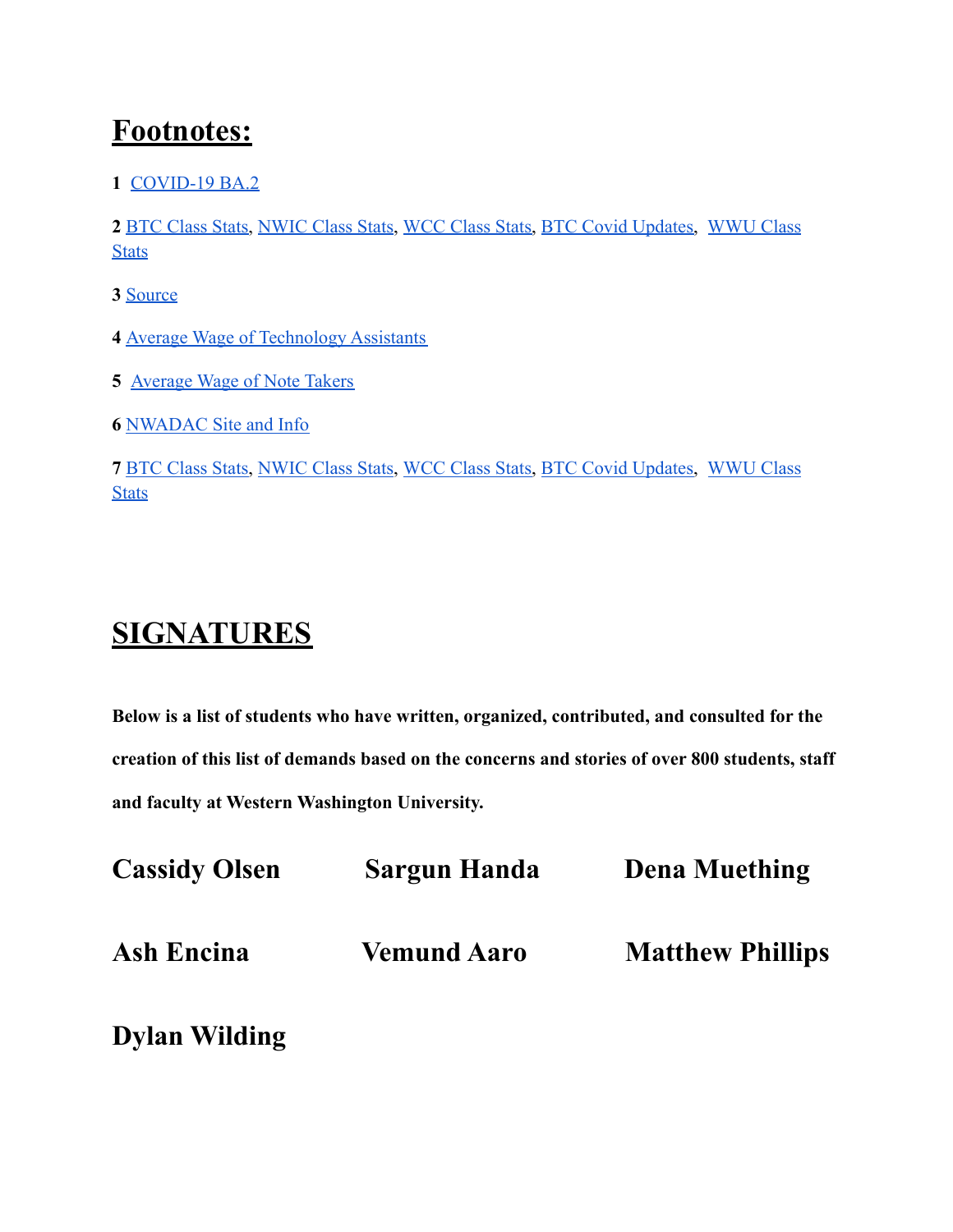## Footnotes:

**1** COVID-19 BA.2

**2** BTC Class Stats, NWIC Class Stats, WCC Class Stats, BTC Covid Updates, WWU Class Stats

**3** Source

**4** Average Wage of Technology Assistants

**5** Average Wage of Note Takers

**6** NWADAC Site and Info

**7** BTC Class Stats, NWIC Class Stats, WCC Class Stats, BTC Covid Updates, WWU Class Stats

## SIGNATURES

**Below is a list of students who have written, organized, contributed, and consulted for the creation of this list of demands based on the concerns and stories of over 800 students, staff and faculty at Western Washington University.**

**Cassidy Olsen** **Sargun Handa** **Dena Muething**

**Ash Encina** **Vemund Aaro** **Matthew Phillips**

**Dylan Wilding**